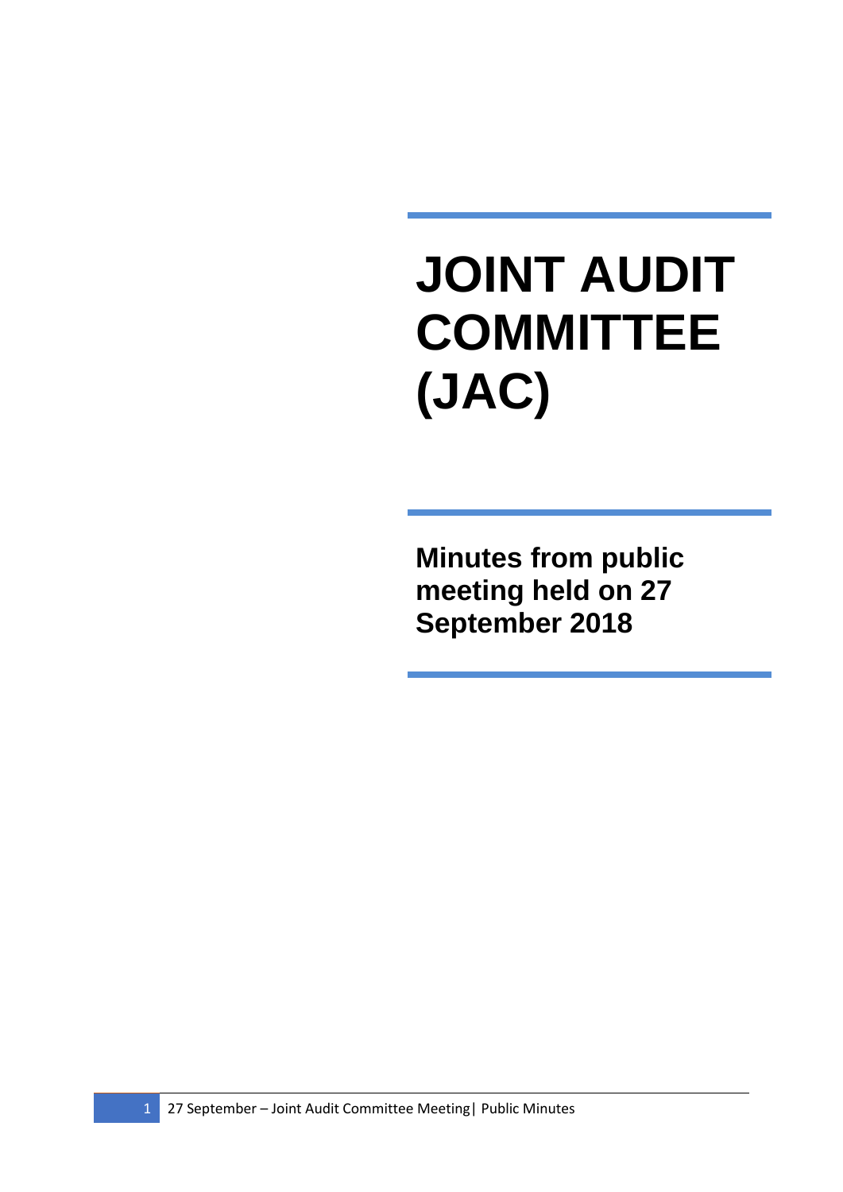# JOINT AUDIT COMMITTEE (JAC)

**Minutes from public meeting held on 27 September 2018**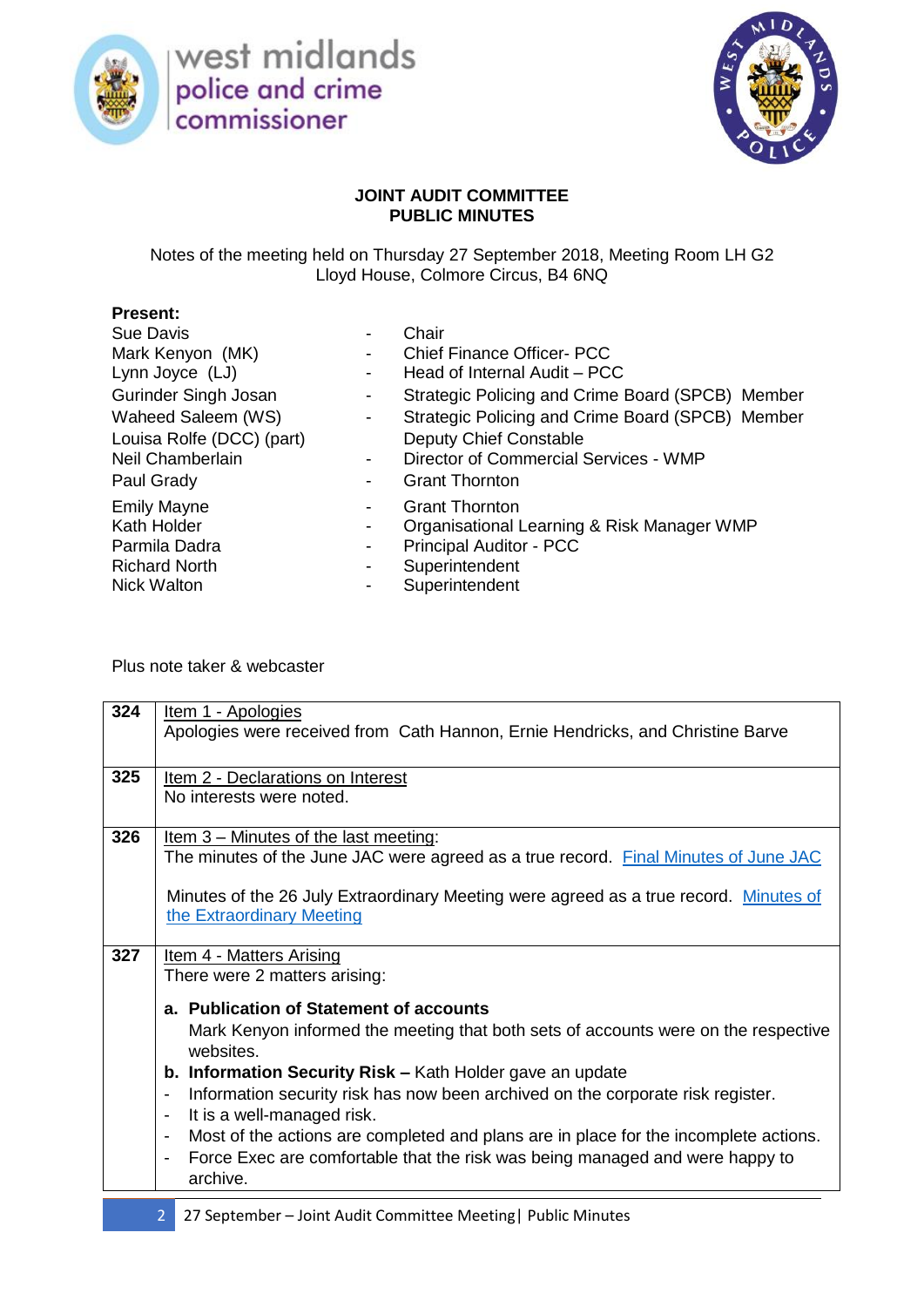**JOINT AUDIT COMMITTEE**
**PUBLIC MINUTES**

Notes of the meeting held on Thursday 27 September 2018, Meeting Room LH G2 Lloyd House, Colmore Circus, B4 6NQ

**Present:**

| | | |
|---|---|---|
| Sue Davis | - | Chair |
| Mark Kenyon (MK) | - | Chief Finance Officer- PCC |
| Lynn Joyce (LJ) | - | Head of Internal Audit – PCC |
| Gurinder Singh Josan | - | Strategic Policing and Crime Board (SPCB) Member |
| Waheed Saleem (WS) | - | Strategic Policing and Crime Board (SPCB) Member |
| Louisa Rolfe (DCC) (part) | | Deputy Chief Constable |
| Neil Chamberlain | - | Director of Commercial Services - WMP |
| Paul Grady | - | Grant Thornton |
| Emily Mayne | - | Grant Thornton |
| Kath Holder | - | Organisational Learning & Risk Manager WMP |
| Parmila Dadra | - | Principal Auditor - PCC |
| Richard North | - | Superintendent |
| Nick Walton | - | Superintendent |

Plus note taker & webcaster

| | |
|---|---|
| **324** | Item 1 - Apologies<br>Apologies were received from Cath Hannon, Ernie Hendricks, and Christine Barve |
| **325** | Item 2 - Declarations on Interest<br>No interests were noted. |
| **326** | Item 3 – Minutes of the last meeting:<br>The minutes of the June JAC were agreed as a true record. Final Minutes of June JAC<br><br>Minutes of the 26 July Extraordinary Meeting were agreed as a true record. Minutes of the Extraordinary Meeting |
| **327** | Item 4 - Matters Arising<br>There were 2 matters arising:<br>**a. Publication of Statement of accounts**<br>Mark Kenyon informed the meeting that both sets of accounts were on the respective websites.<br>**b. Information Security Risk –** Kath Holder gave an update<br>- Information security risk has now been archived on the corporate risk register.<br>- It is a well-managed risk.<br>- Most of the actions are completed and plans are in place for the incomplete actions.<br>- Force Exec are comfortable that the risk was being managed and were happy to archive. |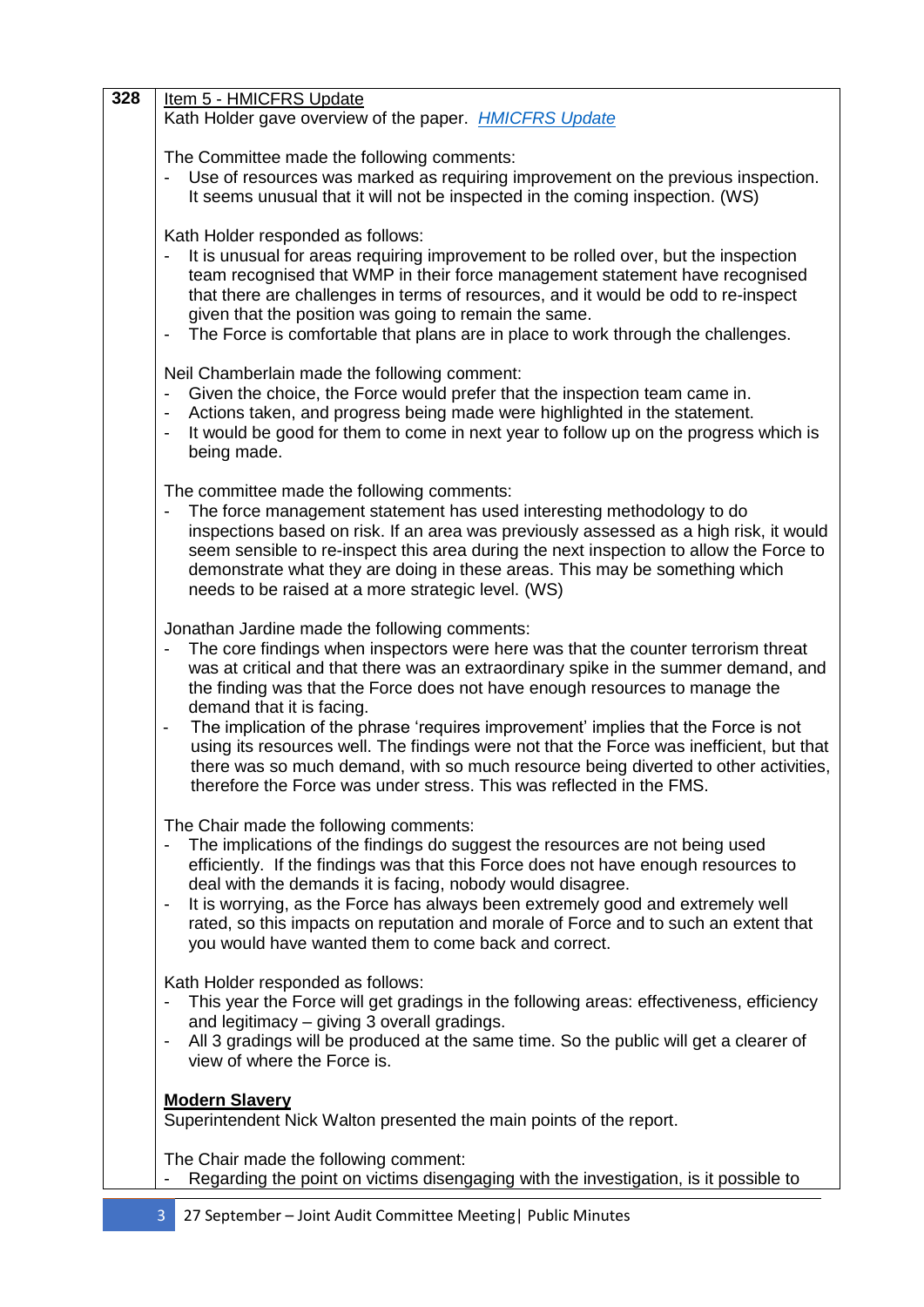| 328 | Item 5 - HMICFRS Update<br>Kath Holder gave overview of the paper. *HMICFRS Update*<br><br>The Committee made the following comments:<br>- Use of resources was marked as requiring improvement on the previous inspection. It seems unusual that it will not be inspected in the coming inspection. (WS)<br><br>Kath Holder responded as follows:<br>- It is unusual for areas requiring improvement to be rolled over, but the inspection team recognised that WMP in their force management statement have recognised that there are challenges in terms of resources, and it would be odd to re-inspect given that the position was going to remain the same.<br>- The Force is comfortable that plans are in place to work through the challenges.<br><br>Neil Chamberlain made the following comment:<br>- Given the choice, the Force would prefer that the inspection team came in.<br>- Actions taken, and progress being made were highlighted in the statement.<br>- It would be good for them to come in next year to follow up on the progress which is being made.<br><br>The committee made the following comments:<br>- The force management statement has used interesting methodology to do inspections based on risk. If an area was previously assessed as a high risk, it would seem sensible to re-inspect this area during the next inspection to allow the Force to demonstrate what they are doing in these areas. This may be something which needs to be raised at a more strategic level. (WS)<br><br>Jonathan Jardine made the following comments:<br>- The core findings when inspectors were here was that the counter terrorism threat was at critical and that there was an extraordinary spike in the summer demand, and the finding was that the Force does not have enough resources to manage the demand that it is facing.<br>- The implication of the phrase 'requires improvement' implies that the Force is not using its resources well. The findings were not that the Force was inefficient, but that there was so much demand, with so much resource being diverted to other activities, therefore the Force was under stress. This was reflected in the FMS.<br><br>The Chair made the following comments:<br>- The implications of the findings do suggest the resources are not being used efficiently. If the findings was that this Force does not have enough resources to deal with the demands it is facing, nobody would disagree.<br>- It is worrying, as the Force has always been extremely good and extremely well rated, so this impacts on reputation and morale of Force and to such an extent that you would have wanted them to come back and correct.<br><br>Kath Holder responded as follows:<br>- This year the Force will get gradings in the following areas: effectiveness, efficiency and legitimacy – giving 3 overall gradings.<br>- All 3 gradings will be produced at the same time. So the public will get a clearer of view of where the Force is.<br><br>**Modern Slavery**<br>Superintendent Nick Walton presented the main points of the report.<br><br>The Chair made the following comment:<br>- Regarding the point on victims disengaging with the investigation, is it possible to |
|---|---|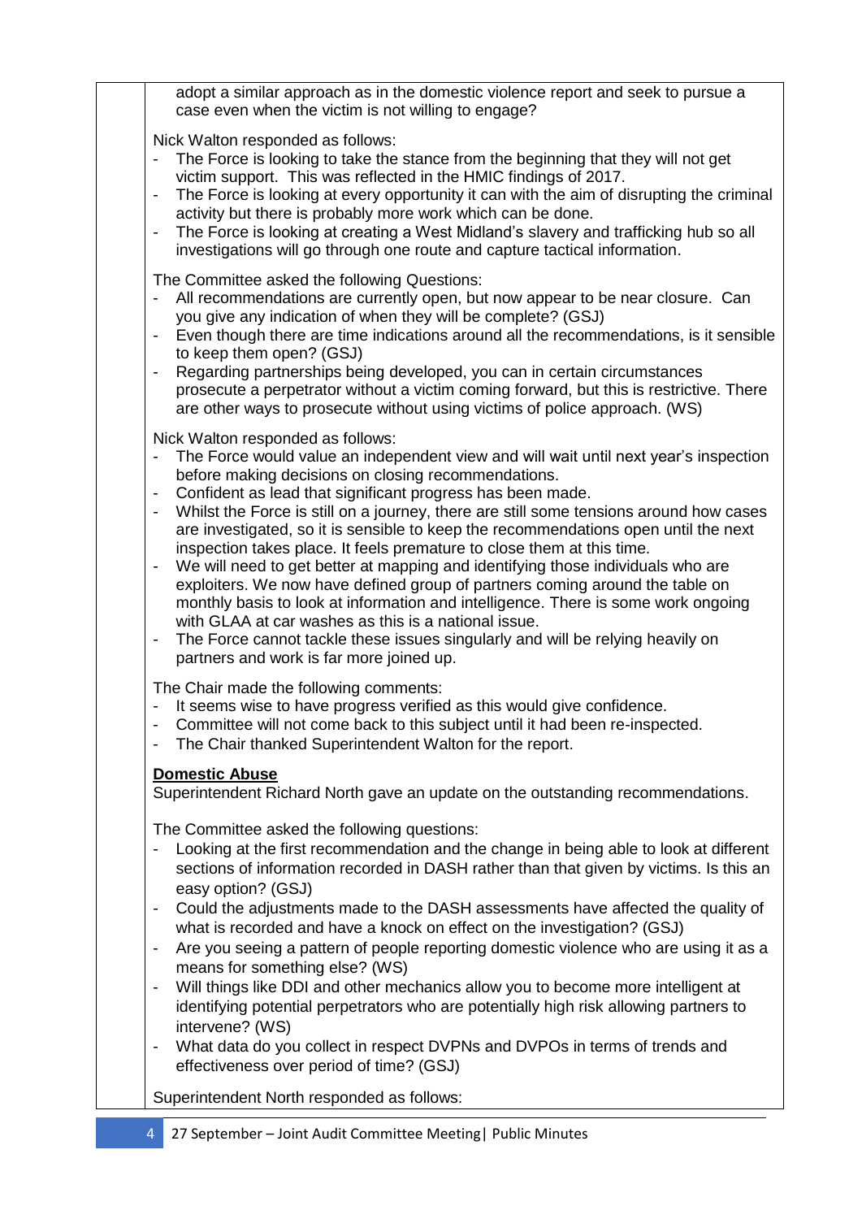adopt a similar approach as in the domestic violence report and seek to pursue a case even when the victim is not willing to engage?

Nick Walton responded as follows:

- The Force is looking to take the stance from the beginning that they will not get victim support. This was reflected in the HMIC findings of 2017.
- The Force is looking at every opportunity it can with the aim of disrupting the criminal activity but there is probably more work which can be done.
- The Force is looking at creating a West Midland's slavery and trafficking hub so all investigations will go through one route and capture tactical information.

The Committee asked the following Questions:

- All recommendations are currently open, but now appear to be near closure. Can you give any indication of when they will be complete? (GSJ)
- Even though there are time indications around all the recommendations, is it sensible to keep them open? (GSJ)
- Regarding partnerships being developed, you can in certain circumstances prosecute a perpetrator without a victim coming forward, but this is restrictive. There are other ways to prosecute without using victims of police approach. (WS)

Nick Walton responded as follows:

- The Force would value an independent view and will wait until next year's inspection before making decisions on closing recommendations.
- Confident as lead that significant progress has been made.
- Whilst the Force is still on a journey, there are still some tensions around how cases are investigated, so it is sensible to keep the recommendations open until the next inspection takes place. It feels premature to close them at this time.
- We will need to get better at mapping and identifying those individuals who are exploiters. We now have defined group of partners coming around the table on monthly basis to look at information and intelligence. There is some work ongoing with GLAA at car washes as this is a national issue.
- The Force cannot tackle these issues singularly and will be relying heavily on partners and work is far more joined up.

The Chair made the following comments:

- It seems wise to have progress verified as this would give confidence.
- Committee will not come back to this subject until it had been re-inspected.
- The Chair thanked Superintendent Walton for the report.

**Domestic Abuse**

Superintendent Richard North gave an update on the outstanding recommendations.

The Committee asked the following questions:

- Looking at the first recommendation and the change in being able to look at different sections of information recorded in DASH rather than that given by victims. Is this an easy option? (GSJ)
- Could the adjustments made to the DASH assessments have affected the quality of what is recorded and have a knock on effect on the investigation? (GSJ)
- Are you seeing a pattern of people reporting domestic violence who are using it as a means for something else? (WS)
- Will things like DDI and other mechanics allow you to become more intelligent at identifying potential perpetrators who are potentially high risk allowing partners to intervene? (WS)
- What data do you collect in respect DVPNs and DVPOs in terms of trends and effectiveness over period of time? (GSJ)

Superintendent North responded as follows: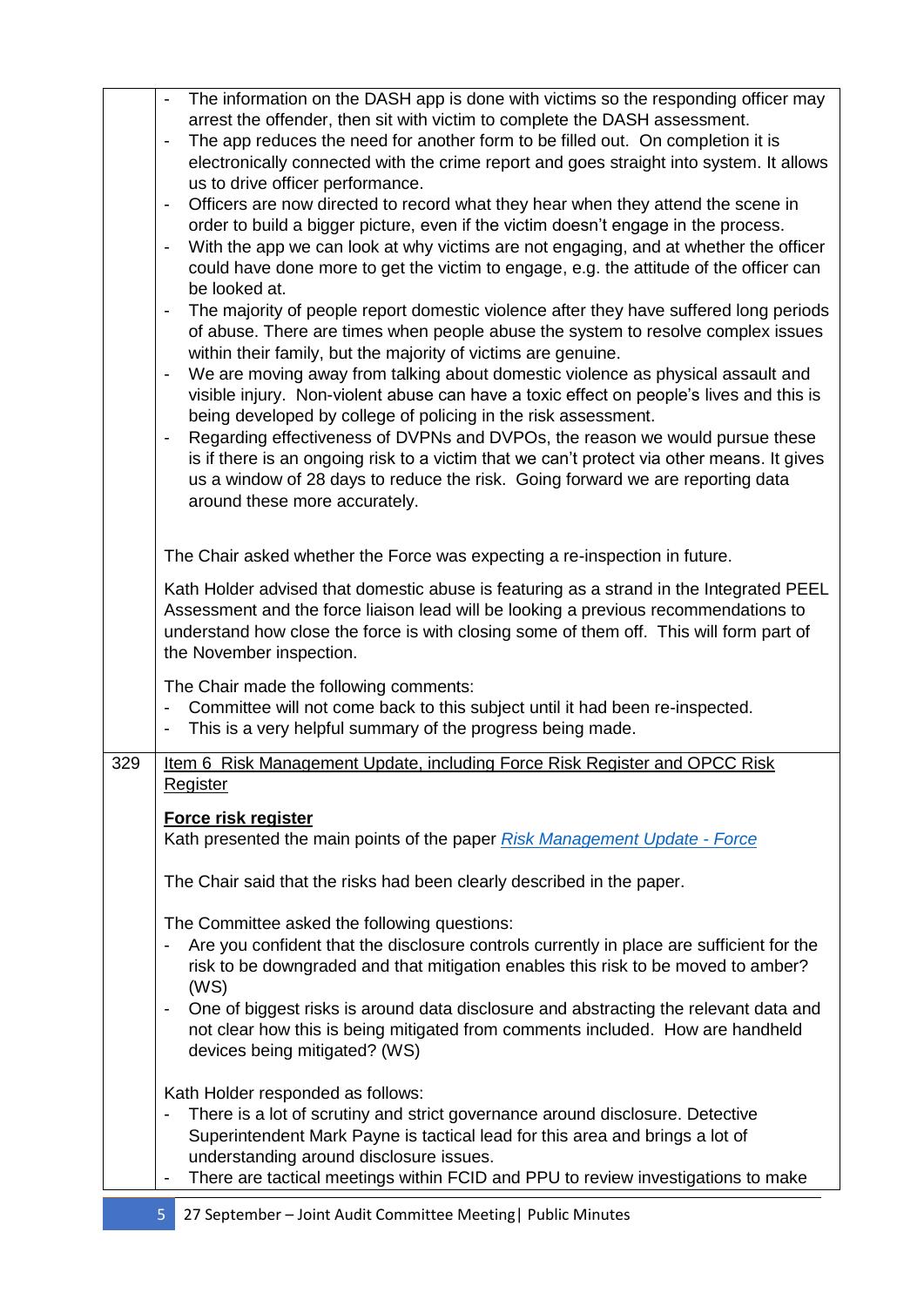| | |
|---|---|
| | - The information on the DASH app is done with victims so the responding officer may arrest the offender, then sit with victim to complete the DASH assessment.<br>- The app reduces the need for another form to be filled out. On completion it is electronically connected with the crime report and goes straight into system. It allows us to drive officer performance.<br>- Officers are now directed to record what they hear when they attend the scene in order to build a bigger picture, even if the victim doesn't engage in the process.<br>- With the app we can look at why victims are not engaging, and at whether the officer could have done more to get the victim to engage, e.g. the attitude of the officer can be looked at.<br>- The majority of people report domestic violence after they have suffered long periods of abuse. There are times when people abuse the system to resolve complex issues within their family, but the majority of victims are genuine.<br>- We are moving away from talking about domestic violence as physical assault and visible injury. Non-violent abuse can have a toxic effect on people's lives and this is being developed by college of policing in the risk assessment.<br>- Regarding effectiveness of DVPNs and DVPOs, the reason we would pursue these is if there is an ongoing risk to a victim that we can't protect via other means. It gives us a window of 28 days to reduce the risk. Going forward we are reporting data around these more accurately.<br><br>The Chair asked whether the Force was expecting a re-inspection in future.<br><br>Kath Holder advised that domestic abuse is featuring as a strand in the Integrated PEEL Assessment and the force liaison lead will be looking a previous recommendations to understand how close the force is with closing some of them off. This will form part of the November inspection.<br><br>The Chair made the following comments:<br>- Committee will not come back to this subject until it had been re-inspected.<br>- This is a very helpful summary of the progress being made. |
| 329 | <u>Item 6 Risk Management Update, including Force Risk Register and OPCC Risk Register</u><br><br>**<u>Force risk register</u>**<br>Kath presented the main points of the paper [*Risk Management Update - Force*]()<br><br>The Chair said that the risks had been clearly described in the paper.<br><br>The Committee asked the following questions:<br>- Are you confident that the disclosure controls currently in place are sufficient for the risk to be downgraded and that mitigation enables this risk to be moved to amber? (WS)<br>- One of biggest risks is around data disclosure and abstracting the relevant data and not clear how this is being mitigated from comments included. How are handheld devices being mitigated? (WS)<br><br>Kath Holder responded as follows:<br>- There is a lot of scrutiny and strict governance around disclosure. Detective Superintendent Mark Payne is tactical lead for this area and brings a lot of understanding around disclosure issues.<br>- There are tactical meetings within FCID and PPU to review investigations to make |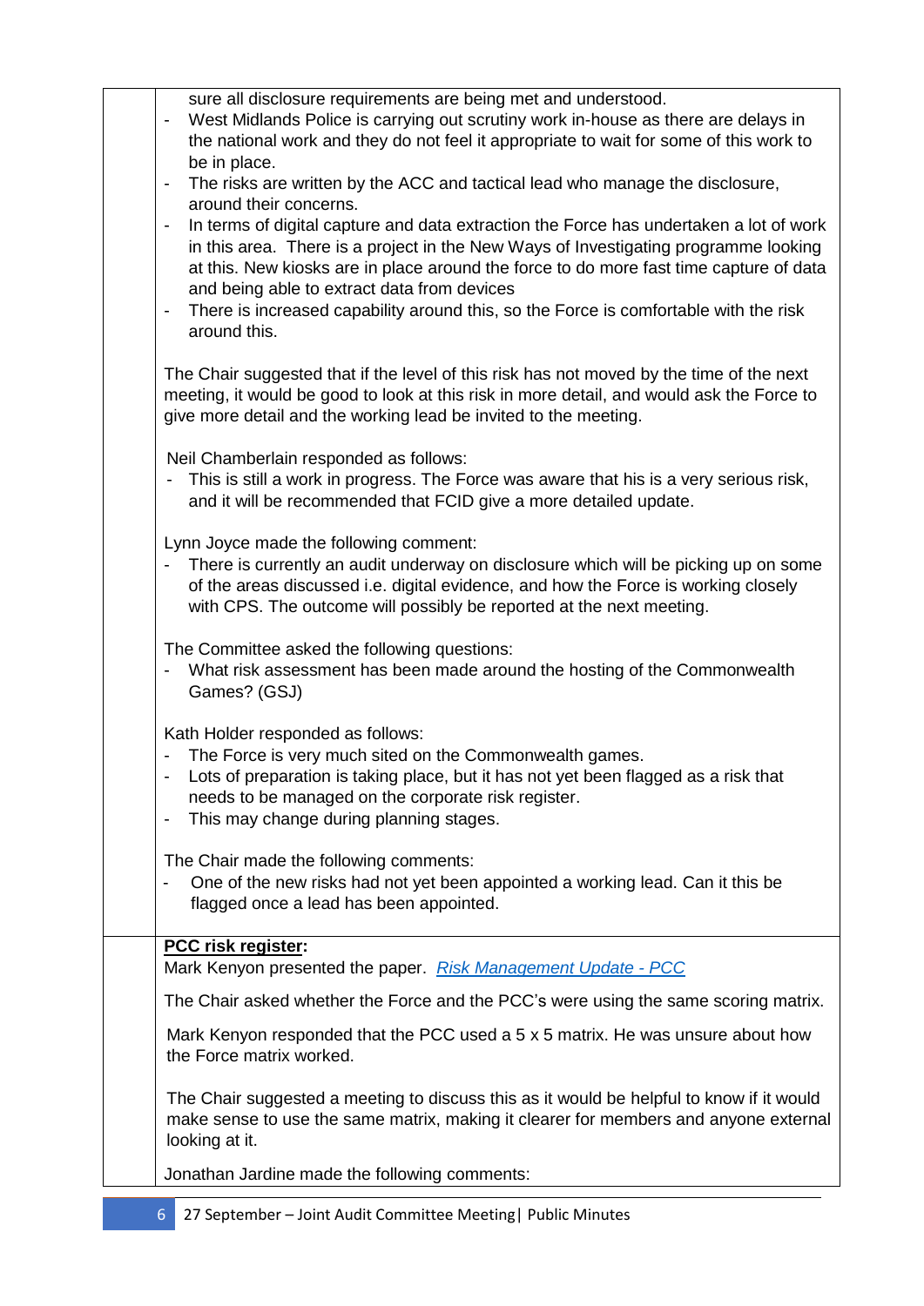sure all disclosure requirements are being met and understood.

- West Midlands Police is carrying out scrutiny work in-house as there are delays in the national work and they do not feel it appropriate to wait for some of this work to be in place.
- The risks are written by the ACC and tactical lead who manage the disclosure, around their concerns.
- In terms of digital capture and data extraction the Force has undertaken a lot of work in this area. There is a project in the New Ways of Investigating programme looking at this. New kiosks are in place around the force to do more fast time capture of data and being able to extract data from devices
- There is increased capability around this, so the Force is comfortable with the risk around this.

The Chair suggested that if the level of this risk has not moved by the time of the next meeting, it would be good to look at this risk in more detail, and would ask the Force to give more detail and the working lead be invited to the meeting.

Neil Chamberlain responded as follows:

- This is still a work in progress. The Force was aware that his is a very serious risk, and it will be recommended that FCID give a more detailed update.

Lynn Joyce made the following comment:

- There is currently an audit underway on disclosure which will be picking up on some of the areas discussed i.e. digital evidence, and how the Force is working closely with CPS. The outcome will possibly be reported at the next meeting.

The Committee asked the following questions:

- What risk assessment has been made around the hosting of the Commonwealth Games? (GSJ)

Kath Holder responded as follows:

- The Force is very much sited on the Commonwealth games.
- Lots of preparation is taking place, but it has not yet been flagged as a risk that needs to be managed on the corporate risk register.
- This may change during planning stages.

The Chair made the following comments:

- One of the new risks had not yet been appointed a working lead. Can it this be flagged once a lead has been appointed.

**PCC risk register:**

Mark Kenyon presented the paper. *Risk Management Update - PCC*

The Chair asked whether the Force and the PCC's were using the same scoring matrix.

Mark Kenyon responded that the PCC used a 5 x 5 matrix. He was unsure about how the Force matrix worked.

The Chair suggested a meeting to discuss this as it would be helpful to know if it would make sense to use the same matrix, making it clearer for members and anyone external looking at it.

Jonathan Jardine made the following comments: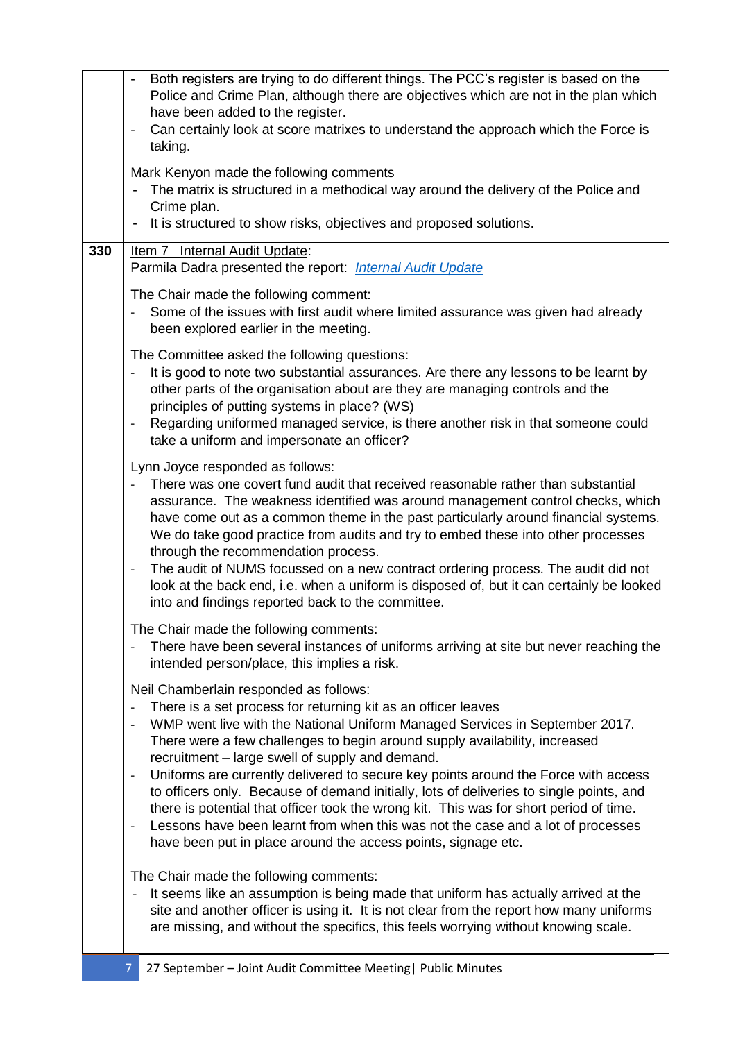| | |
|---|---|
| | - Both registers are trying to do different things. The PCC's register is based on the Police and Crime Plan, although there are objectives which are not in the plan which have been added to the register.<br>- Can certainly look at score matrixes to understand the approach which the Force is taking.<br><br>Mark Kenyon made the following comments<br>- The matrix is structured in a methodical way around the delivery of the Police and Crime plan.<br>- It is structured to show risks, objectives and proposed solutions. |
| **330** | Item 7 Internal Audit Update:<br>Parmila Dadra presented the report: *Internal Audit Update*<br><br>The Chair made the following comment:<br>- Some of the issues with first audit where limited assurance was given had already been explored earlier in the meeting.<br><br>The Committee asked the following questions:<br>- It is good to note two substantial assurances. Are there any lessons to be learnt by other parts of the organisation about are they are managing controls and the principles of putting systems in place? (WS)<br>- Regarding uniformed managed service, is there another risk in that someone could take a uniform and impersonate an officer?<br><br>Lynn Joyce responded as follows:<br>- There was one covert fund audit that received reasonable rather than substantial assurance. The weakness identified was around management control checks, which have come out as a common theme in the past particularly around financial systems. We do take good practice from audits and try to embed these into other processes through the recommendation process.<br>- The audit of NUMS focussed on a new contract ordering process. The audit did not look at the back end, i.e. when a uniform is disposed of, but it can certainly be looked into and findings reported back to the committee.<br><br>The Chair made the following comments:<br>- There have been several instances of uniforms arriving at site but never reaching the intended person/place, this implies a risk.<br><br>Neil Chamberlain responded as follows:<br>- There is a set process for returning kit as an officer leaves<br>- WMP went live with the National Uniform Managed Services in September 2017. There were a few challenges to begin around supply availability, increased recruitment – large swell of supply and demand.<br>- Uniforms are currently delivered to secure key points around the Force with access to officers only. Because of demand initially, lots of deliveries to single points, and there is potential that officer took the wrong kit. This was for short period of time.<br>- Lessons have been learnt from when this was not the case and a lot of processes have been put in place around the access points, signage etc.<br><br>The Chair made the following comments:<br>- It seems like an assumption is being made that uniform has actually arrived at the site and another officer is using it. It is not clear from the report how many uniforms are missing, and without the specifics, this feels worrying without knowing scale. |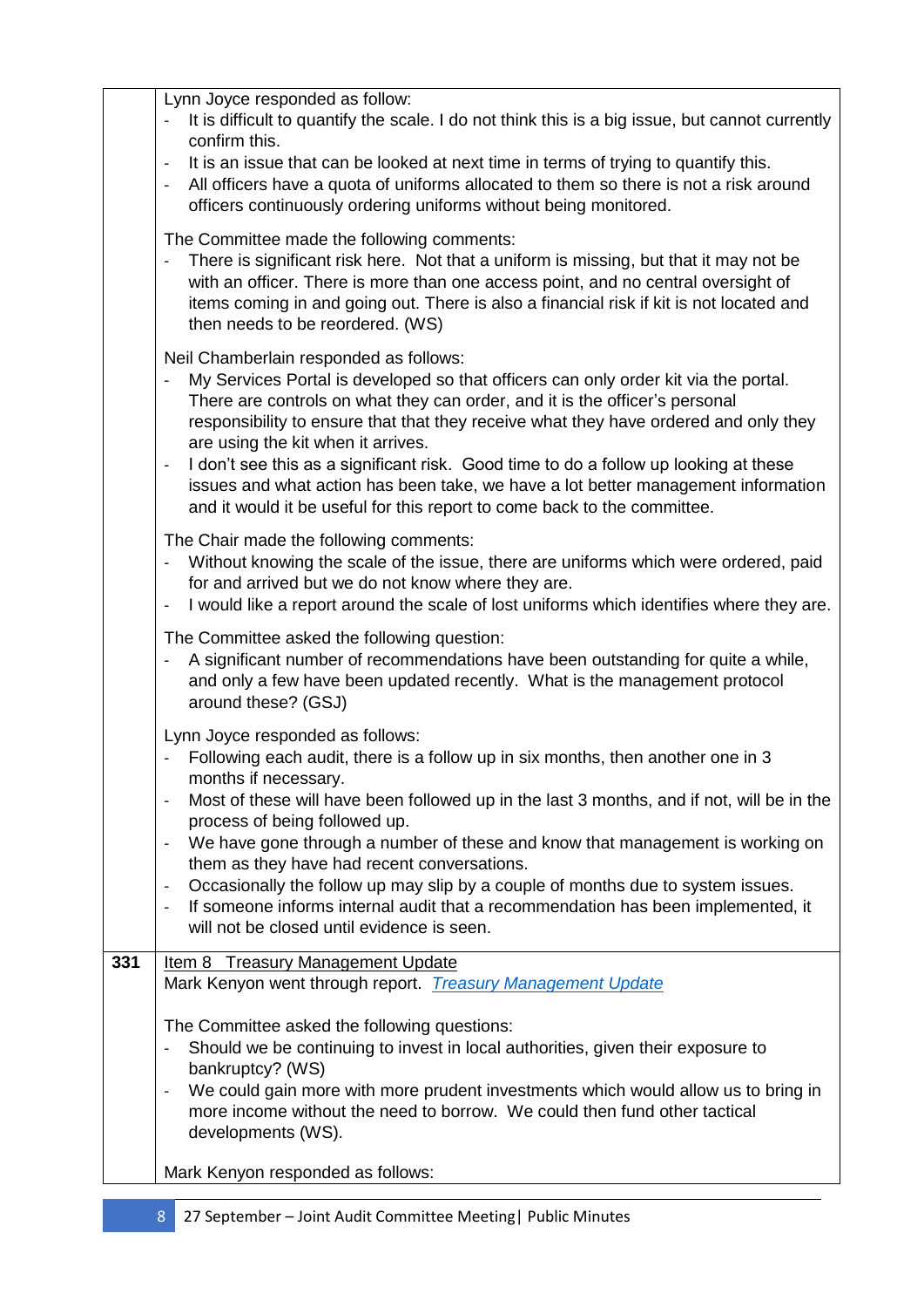| | |
|---|---|
| | Lynn Joyce responded as follow:<br>- It is difficult to quantify the scale. I do not think this is a big issue, but cannot currently confirm this.<br>- It is an issue that can be looked at next time in terms of trying to quantify this.<br>- All officers have a quota of uniforms allocated to them so there is not a risk around officers continuously ordering uniforms without being monitored.<br><br>The Committee made the following comments:<br>- There is significant risk here. Not that a uniform is missing, but that it may not be with an officer. There is more than one access point, and no central oversight of items coming in and going out. There is also a financial risk if kit is not located and then needs to be reordered. (WS)<br><br>Neil Chamberlain responded as follows:<br>- My Services Portal is developed so that officers can only order kit via the portal. There are controls on what they can order, and it is the officer's personal responsibility to ensure that that they receive what they have ordered and only they are using the kit when it arrives.<br>- I don't see this as a significant risk. Good time to do a follow up looking at these issues and what action has been take, we have a lot better management information and it would it be useful for this report to come back to the committee.<br><br>The Chair made the following comments:<br>- Without knowing the scale of the issue, there are uniforms which were ordered, paid for and arrived but we do not know where they are.<br>- I would like a report around the scale of lost uniforms which identifies where they are.<br><br>The Committee asked the following question:<br>- A significant number of recommendations have been outstanding for quite a while, and only a few have been updated recently. What is the management protocol around these? (GSJ)<br><br>Lynn Joyce responded as follows:<br>- Following each audit, there is a follow up in six months, then another one in 3 months if necessary.<br>- Most of these will have been followed up in the last 3 months, and if not, will be in the process of being followed up.<br>- We have gone through a number of these and know that management is working on them as they have had recent conversations.<br>- Occasionally the follow up may slip by a couple of months due to system issues.<br>- If someone informs internal audit that a recommendation has been implemented, it will not be closed until evidence is seen. |
| **331** | Item 8 Treasury Management Update<br>Mark Kenyon went through report. *Treasury Management Update*<br><br>The Committee asked the following questions:<br>- Should we be continuing to invest in local authorities, given their exposure to bankruptcy? (WS)<br>- We could gain more with more prudent investments which would allow us to bring in more income without the need to borrow. We could then fund other tactical developments (WS).<br><br>Mark Kenyon responded as follows: |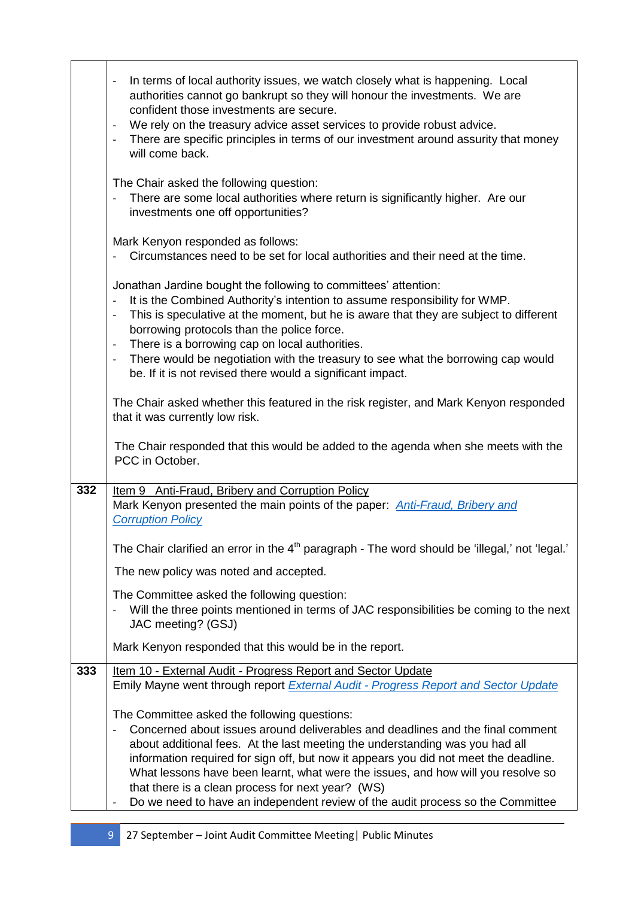| | |
|---|---|
| | - In terms of local authority issues, we watch closely what is happening. Local authorities cannot go bankrupt so they will honour the investments. We are confident those investments are secure.<br>- We rely on the treasury advice asset services to provide robust advice.<br>- There are specific principles in terms of our investment around assurity that money will come back.<br><br>The Chair asked the following question:<br>- There are some local authorities where return is significantly higher. Are our investments one off opportunities?<br><br>Mark Kenyon responded as follows:<br>- Circumstances need to be set for local authorities and their need at the time.<br><br>Jonathan Jardine bought the following to committees' attention:<br>- It is the Combined Authority's intention to assume responsibility for WMP.<br>- This is speculative at the moment, but he is aware that they are subject to different borrowing protocols than the police force.<br>- There is a borrowing cap on local authorities.<br>- There would be negotiation with the treasury to see what the borrowing cap would be. If it is not revised there would a significant impact.<br><br>The Chair asked whether this featured in the risk register, and Mark Kenyon responded that it was currently low risk.<br><br>The Chair responded that this would be added to the agenda when she meets with the PCC in October. |
| 332 | Item 9 Anti-Fraud, Bribery and Corruption Policy<br>Mark Kenyon presented the main points of the paper: *Anti-Fraud, Bribery and Corruption Policy*<br><br>The Chair clarified an error in the 4th paragraph - The word should be 'illegal,' not 'legal.'<br><br>The new policy was noted and accepted.<br><br>The Committee asked the following question:<br>- Will the three points mentioned in terms of JAC responsibilities be coming to the next JAC meeting? (GSJ)<br><br>Mark Kenyon responded that this would be in the report. |
| 333 | Item 10 - External Audit - Progress Report and Sector Update<br>Emily Mayne went through report *External Audit - Progress Report and Sector Update*<br><br>The Committee asked the following questions:<br>- Concerned about issues around deliverables and deadlines and the final comment about additional fees. At the last meeting the understanding was you had all information required for sign off, but now it appears you did not meet the deadline. What lessons have been learnt, what were the issues, and how will you resolve so that there is a clean process for next year? (WS)<br>- Do we need to have an independent review of the audit process so the Committee |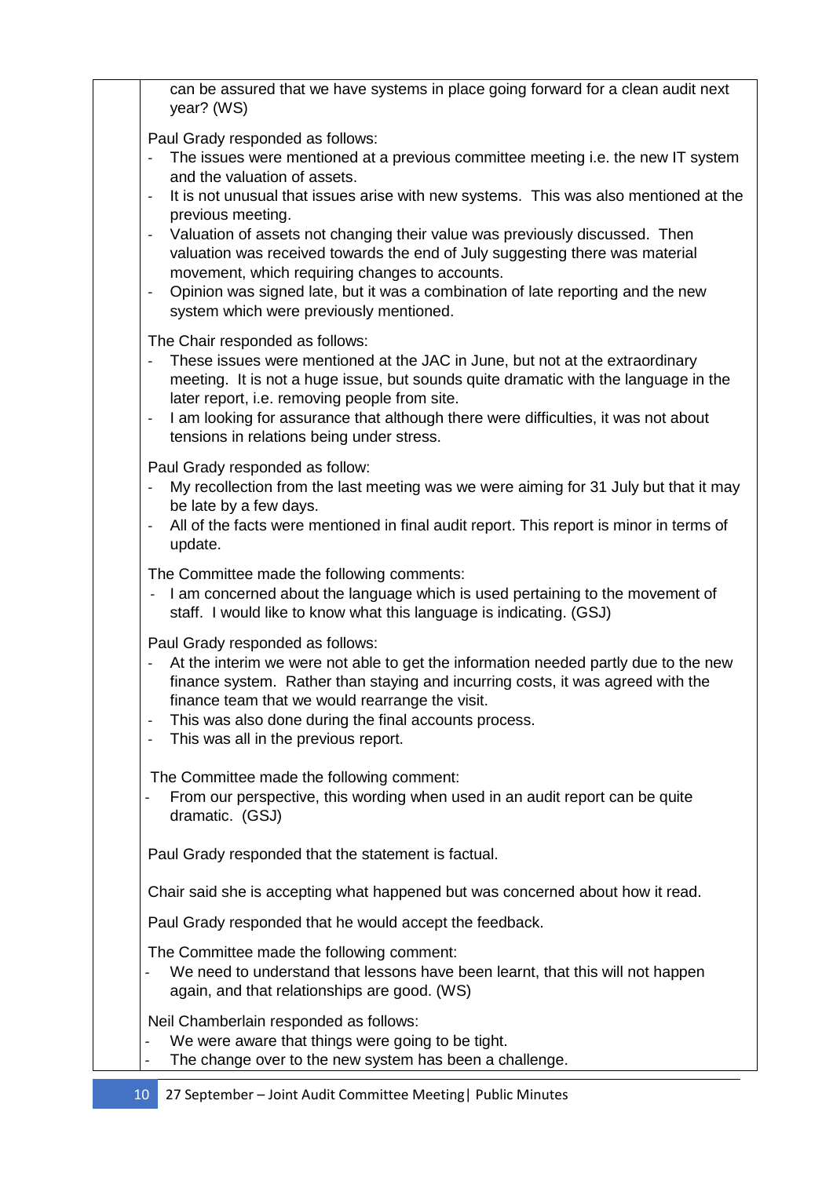can be assured that we have systems in place going forward for a clean audit next year? (WS)

Paul Grady responded as follows:

- The issues were mentioned at a previous committee meeting i.e. the new IT system and the valuation of assets.
- It is not unusual that issues arise with new systems. This was also mentioned at the previous meeting.
- Valuation of assets not changing their value was previously discussed. Then valuation was received towards the end of July suggesting there was material movement, which requiring changes to accounts.
- Opinion was signed late, but it was a combination of late reporting and the new system which were previously mentioned.

The Chair responded as follows:

- These issues were mentioned at the JAC in June, but not at the extraordinary meeting. It is not a huge issue, but sounds quite dramatic with the language in the later report, i.e. removing people from site.
- I am looking for assurance that although there were difficulties, it was not about tensions in relations being under stress.

Paul Grady responded as follow:

- My recollection from the last meeting was we were aiming for 31 July but that it may be late by a few days.
- All of the facts were mentioned in final audit report. This report is minor in terms of update.

The Committee made the following comments:

- I am concerned about the language which is used pertaining to the movement of staff. I would like to know what this language is indicating. (GSJ)

Paul Grady responded as follows:

- At the interim we were not able to get the information needed partly due to the new finance system. Rather than staying and incurring costs, it was agreed with the finance team that we would rearrange the visit.
- This was also done during the final accounts process.
- This was all in the previous report.

The Committee made the following comment:

- From our perspective, this wording when used in an audit report can be quite dramatic. (GSJ)

Paul Grady responded that the statement is factual.

Chair said she is accepting what happened but was concerned about how it read.

Paul Grady responded that he would accept the feedback.

The Committee made the following comment:

- We need to understand that lessons have been learnt, that this will not happen again, and that relationships are good. (WS)

Neil Chamberlain responded as follows:

- We were aware that things were going to be tight.
- The change over to the new system has been a challenge.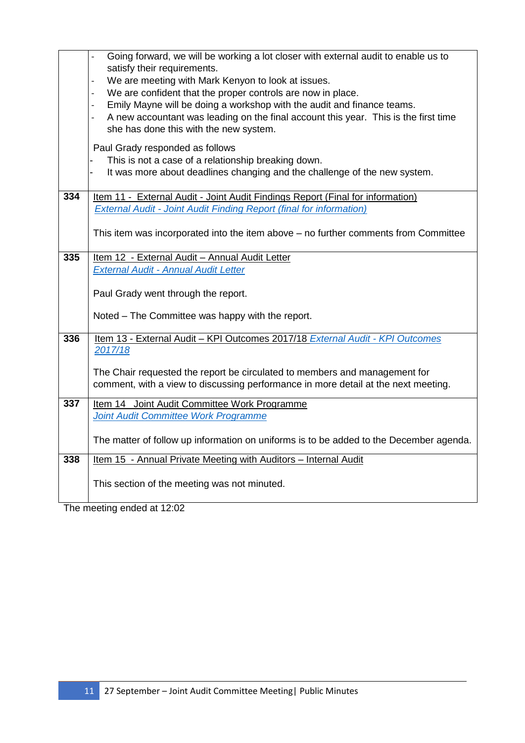| | |
|---|---|
| | - Going forward, we will be working a lot closer with external audit to enable us to satisfy their requirements.<br>- We are meeting with Mark Kenyon to look at issues.<br>- We are confident that the proper controls are now in place.<br>- Emily Mayne will be doing a workshop with the audit and finance teams.<br>- A new accountant was leading on the final account this year. This is the first time she has done this with the new system.<br><br>Paul Grady responded as follows<br>- This is not a case of a relationship breaking down.<br>- It was more about deadlines changing and the challenge of the new system. |
| **334** | Item 11 - External Audit - Joint Audit Findings Report (Final for information)<br>*External Audit - Joint Audit Finding Report (final for information)*<br><br>This item was incorporated into the item above – no further comments from Committee |
| **335** | Item 12 - External Audit – Annual Audit Letter<br>*External Audit - Annual Audit Letter*<br><br>Paul Grady went through the report.<br><br>Noted – The Committee was happy with the report. |
| **336** | Item 13 - External Audit – KPI Outcomes 2017/18 *External Audit - KPI Outcomes 2017/18*<br><br>The Chair requested the report be circulated to members and management for comment, with a view to discussing performance in more detail at the next meeting. |
| **337** | Item 14 Joint Audit Committee Work Programme<br>*Joint Audit Committee Work Programme*<br><br>The matter of follow up information on uniforms is to be added to the December agenda. |
| **338** | Item 15 - Annual Private Meeting with Auditors – Internal Audit<br><br>This section of the meeting was not minuted. |

The meeting ended at 12:02